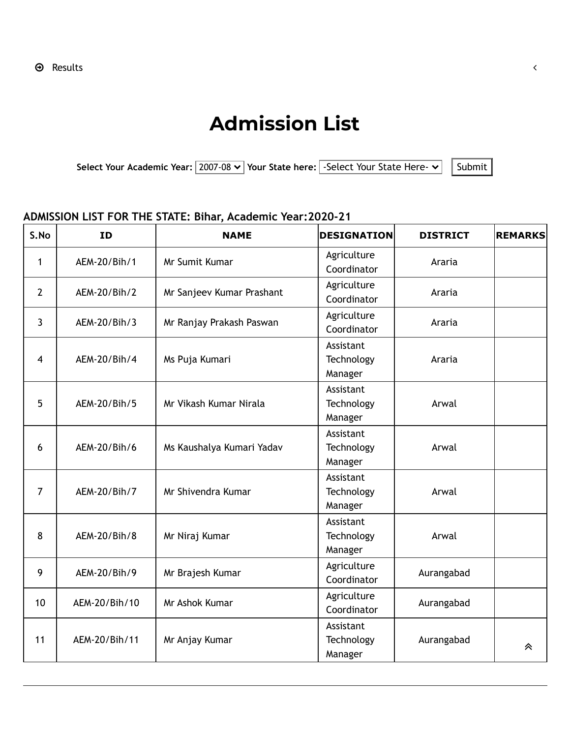Results

# Admission List

Select Your Academic Year: 2007-08 Your State here: -Select Your State Here- Submit

**ADMISSION LIST FOR THE STATE: Bihar, Academic Year:2020-21**

| S.No | ID | NAME | DESIGNATION | DISTRICT | REMARKS |
|---|---|---|---|---|---|
| 1 | AEM-20/Bih/1 | Mr Sumit Kumar | Agriculture Coordinator | Araria | |
| 2 | AEM-20/Bih/2 | Mr Sanjeev Kumar Prashant | Agriculture Coordinator | Araria | |
| 3 | AEM-20/Bih/3 | Mr Ranjay Prakash Paswan | Agriculture Coordinator | Araria | |
| 4 | AEM-20/Bih/4 | Ms Puja Kumari | Assistant Technology Manager | Araria | |
| 5 | AEM-20/Bih/5 | Mr Vikash Kumar Nirala | Assistant Technology Manager | Arwal | |
| 6 | AEM-20/Bih/6 | Ms Kaushalya Kumari Yadav | Assistant Technology Manager | Arwal | |
| 7 | AEM-20/Bih/7 | Mr Shivendra Kumar | Assistant Technology Manager | Arwal | |
| 8 | AEM-20/Bih/8 | Mr Niraj Kumar | Assistant Technology Manager | Arwal | |
| 9 | AEM-20/Bih/9 | Mr Brajesh Kumar | Agriculture Coordinator | Aurangabad | |
| 10 | AEM-20/Bih/10 | Mr Ashok Kumar | Agriculture Coordinator | Aurangabad | |
| 11 | AEM-20/Bih/11 | Mr Anjay Kumar | Assistant Technology Manager | Aurangabad | |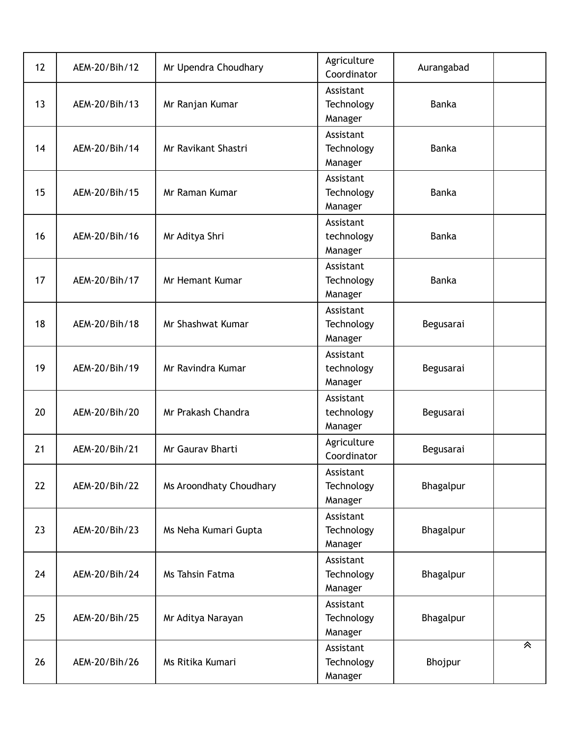| | | | | | |
|---|---|---|---|---|---|
| 12 | AEM-20/Bih/12 | Mr Upendra Choudhary | Agriculture Coordinator | Aurangabad | |
| 13 | AEM-20/Bih/13 | Mr Ranjan Kumar | Assistant Technology Manager | Banka | |
| 14 | AEM-20/Bih/14 | Mr Ravikant Shastri | Assistant Technology Manager | Banka | |
| 15 | AEM-20/Bih/15 | Mr Raman Kumar | Assistant Technology Manager | Banka | |
| 16 | AEM-20/Bih/16 | Mr Aditya Shri | Assistant technology Manager | Banka | |
| 17 | AEM-20/Bih/17 | Mr Hemant Kumar | Assistant Technology Manager | Banka | |
| 18 | AEM-20/Bih/18 | Mr Shashwat Kumar | Assistant Technology Manager | Begusarai | |
| 19 | AEM-20/Bih/19 | Mr Ravindra Kumar | Assistant technology Manager | Begusarai | |
| 20 | AEM-20/Bih/20 | Mr Prakash Chandra | Assistant technology Manager | Begusarai | |
| 21 | AEM-20/Bih/21 | Mr Gaurav Bharti | Agriculture Coordinator | Begusarai | |
| 22 | AEM-20/Bih/22 | Ms Aroondhaty Choudhary | Assistant Technology Manager | Bhagalpur | |
| 23 | AEM-20/Bih/23 | Ms Neha Kumari Gupta | Assistant Technology Manager | Bhagalpur | |
| 24 | AEM-20/Bih/24 | Ms Tahsin Fatma | Assistant Technology Manager | Bhagalpur | |
| 25 | AEM-20/Bih/25 | Mr Aditya Narayan | Assistant Technology Manager | Bhagalpur | |
| 26 | AEM-20/Bih/26 | Ms Ritika Kumari | Assistant Technology Manager | Bhojpur | |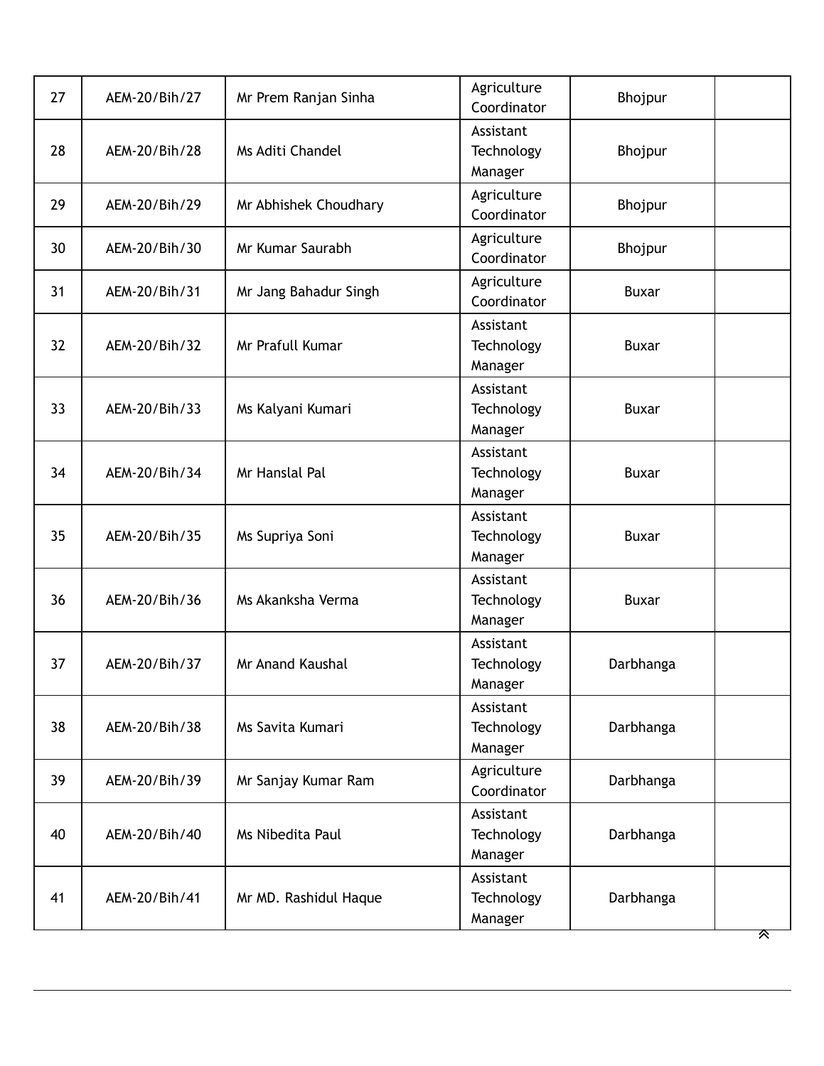| 27 | AEM-20/Bih/27 | Mr Prem Ranjan Sinha | Agriculture Coordinator | Bhojpur | |
|---|---|---|---|---|---|
| 28 | AEM-20/Bih/28 | Ms Aditi Chandel | Assistant Technology Manager | Bhojpur | |
| 29 | AEM-20/Bih/29 | Mr Abhishek Choudhary | Agriculture Coordinator | Bhojpur | |
| 30 | AEM-20/Bih/30 | Mr Kumar Saurabh | Agriculture Coordinator | Bhojpur | |
| 31 | AEM-20/Bih/31 | Mr Jang Bahadur Singh | Agriculture Coordinator | Buxar | |
| 32 | AEM-20/Bih/32 | Mr Prafull Kumar | Assistant Technology Manager | Buxar | |
| 33 | AEM-20/Bih/33 | Ms Kalyani Kumari | Assistant Technology Manager | Buxar | |
| 34 | AEM-20/Bih/34 | Mr Hanslal Pal | Assistant Technology Manager | Buxar | |
| 35 | AEM-20/Bih/35 | Ms Supriya Soni | Assistant Technology Manager | Buxar | |
| 36 | AEM-20/Bih/36 | Ms Akanksha Verma | Assistant Technology Manager | Buxar | |
| 37 | AEM-20/Bih/37 | Mr Anand Kaushal | Assistant Technology Manager | Darbhanga | |
| 38 | AEM-20/Bih/38 | Ms Savita Kumari | Assistant Technology Manager | Darbhanga | |
| 39 | AEM-20/Bih/39 | Mr Sanjay Kumar Ram | Agriculture Coordinator | Darbhanga | |
| 40 | AEM-20/Bih/40 | Ms Nibedita Paul | Assistant Technology Manager | Darbhanga | |
| 41 | AEM-20/Bih/41 | Mr MD. Rashidul Haque | Assistant Technology Manager | Darbhanga | |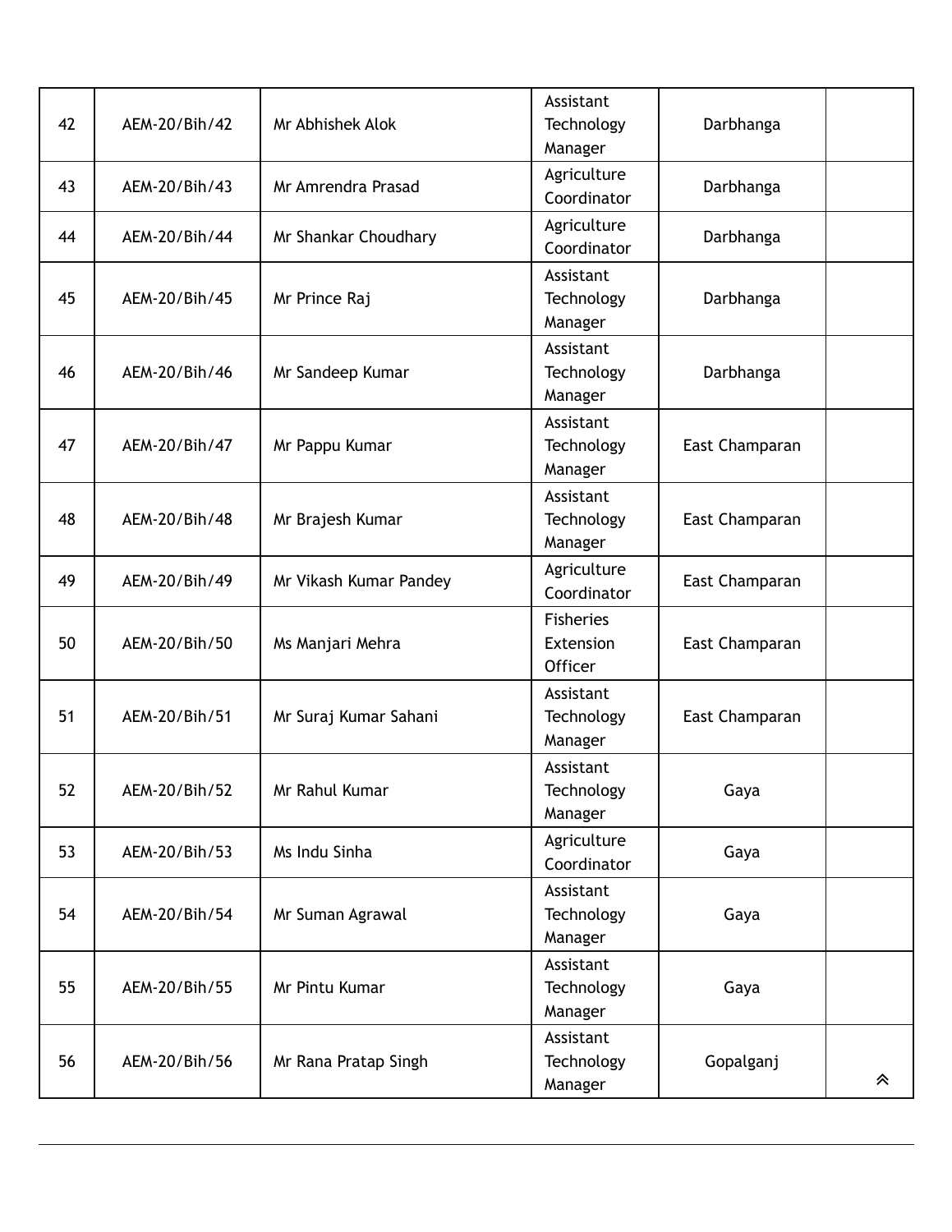| 42 | AEM-20/Bih/42 | Mr Abhishek Alok | Assistant Technology Manager | Darbhanga | |
|---|---|---|---|---|---|
| 43 | AEM-20/Bih/43 | Mr Amrendra Prasad | Agriculture Coordinator | Darbhanga | |
| 44 | AEM-20/Bih/44 | Mr Shankar Choudhary | Agriculture Coordinator | Darbhanga | |
| 45 | AEM-20/Bih/45 | Mr Prince Raj | Assistant Technology Manager | Darbhanga | |
| 46 | AEM-20/Bih/46 | Mr Sandeep Kumar | Assistant Technology Manager | Darbhanga | |
| 47 | AEM-20/Bih/47 | Mr Pappu Kumar | Assistant Technology Manager | East Champaran | |
| 48 | AEM-20/Bih/48 | Mr Brajesh Kumar | Assistant Technology Manager | East Champaran | |
| 49 | AEM-20/Bih/49 | Mr Vikash Kumar Pandey | Agriculture Coordinator | East Champaran | |
| 50 | AEM-20/Bih/50 | Ms Manjari Mehra | Fisheries Extension Officer | East Champaran | |
| 51 | AEM-20/Bih/51 | Mr Suraj Kumar Sahani | Assistant Technology Manager | East Champaran | |
| 52 | AEM-20/Bih/52 | Mr Rahul Kumar | Assistant Technology Manager | Gaya | |
| 53 | AEM-20/Bih/53 | Ms Indu Sinha | Agriculture Coordinator | Gaya | |
| 54 | AEM-20/Bih/54 | Mr Suman Agrawal | Assistant Technology Manager | Gaya | |
| 55 | AEM-20/Bih/55 | Mr Pintu Kumar | Assistant Technology Manager | Gaya | |
| 56 | AEM-20/Bih/56 | Mr Rana Pratap Singh | Assistant Technology Manager | Gopalganj | |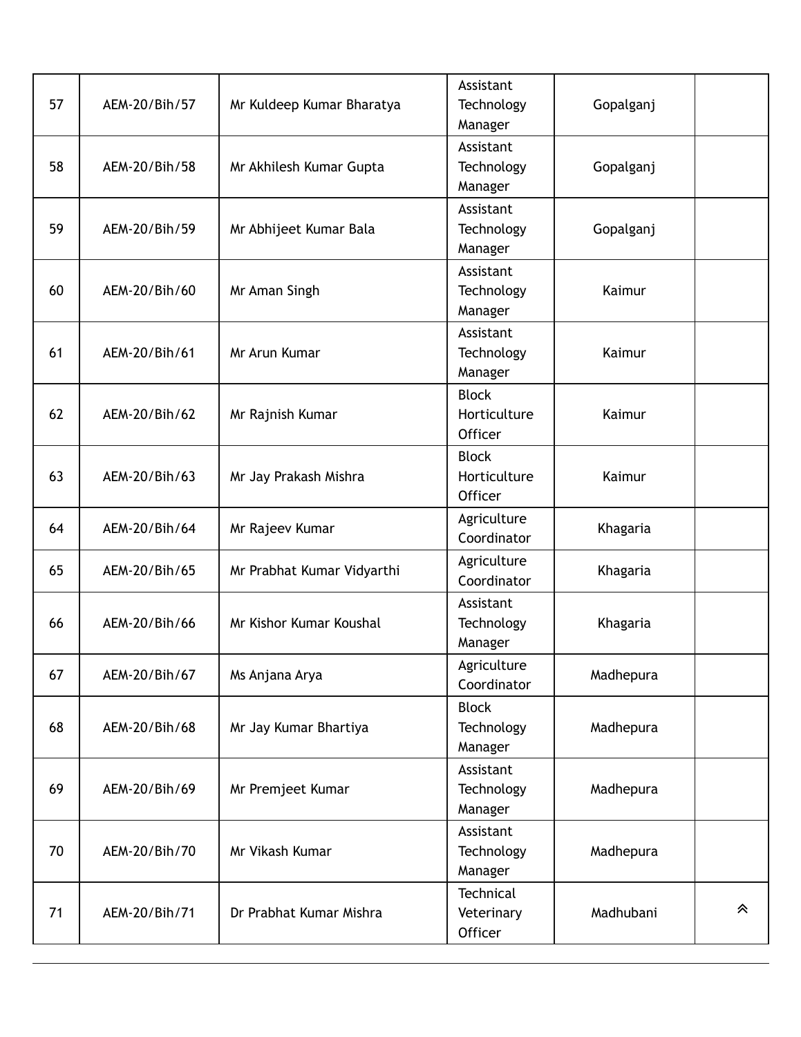| | | | | | |
|---|---|---|---|---|---|
| 57 | AEM-20/Bih/57 | Mr Kuldeep Kumar Bharatya | Assistant Technology Manager | Gopalganj | |
| 58 | AEM-20/Bih/58 | Mr Akhilesh Kumar Gupta | Assistant Technology Manager | Gopalganj | |
| 59 | AEM-20/Bih/59 | Mr Abhijeet Kumar Bala | Assistant Technology Manager | Gopalganj | |
| 60 | AEM-20/Bih/60 | Mr Aman Singh | Assistant Technology Manager | Kaimur | |
| 61 | AEM-20/Bih/61 | Mr Arun Kumar | Assistant Technology Manager | Kaimur | |
| 62 | AEM-20/Bih/62 | Mr Rajnish Kumar | Block Horticulture Officer | Kaimur | |
| 63 | AEM-20/Bih/63 | Mr Jay Prakash Mishra | Block Horticulture Officer | Kaimur | |
| 64 | AEM-20/Bih/64 | Mr Rajeev Kumar | Agriculture Coordinator | Khagaria | |
| 65 | AEM-20/Bih/65 | Mr Prabhat Kumar Vidyarthi | Agriculture Coordinator | Khagaria | |
| 66 | AEM-20/Bih/66 | Mr Kishor Kumar Koushal | Assistant Technology Manager | Khagaria | |
| 67 | AEM-20/Bih/67 | Ms Anjana Arya | Agriculture Coordinator | Madhepura | |
| 68 | AEM-20/Bih/68 | Mr Jay Kumar Bhartiya | Block Technology Manager | Madhepura | |
| 69 | AEM-20/Bih/69 | Mr Premjeet Kumar | Assistant Technology Manager | Madhepura | |
| 70 | AEM-20/Bih/70 | Mr Vikash Kumar | Assistant Technology Manager | Madhepura | |
| 71 | AEM-20/Bih/71 | Dr Prabhat Kumar Mishra | Technical Veterinary Officer | Madhubani | |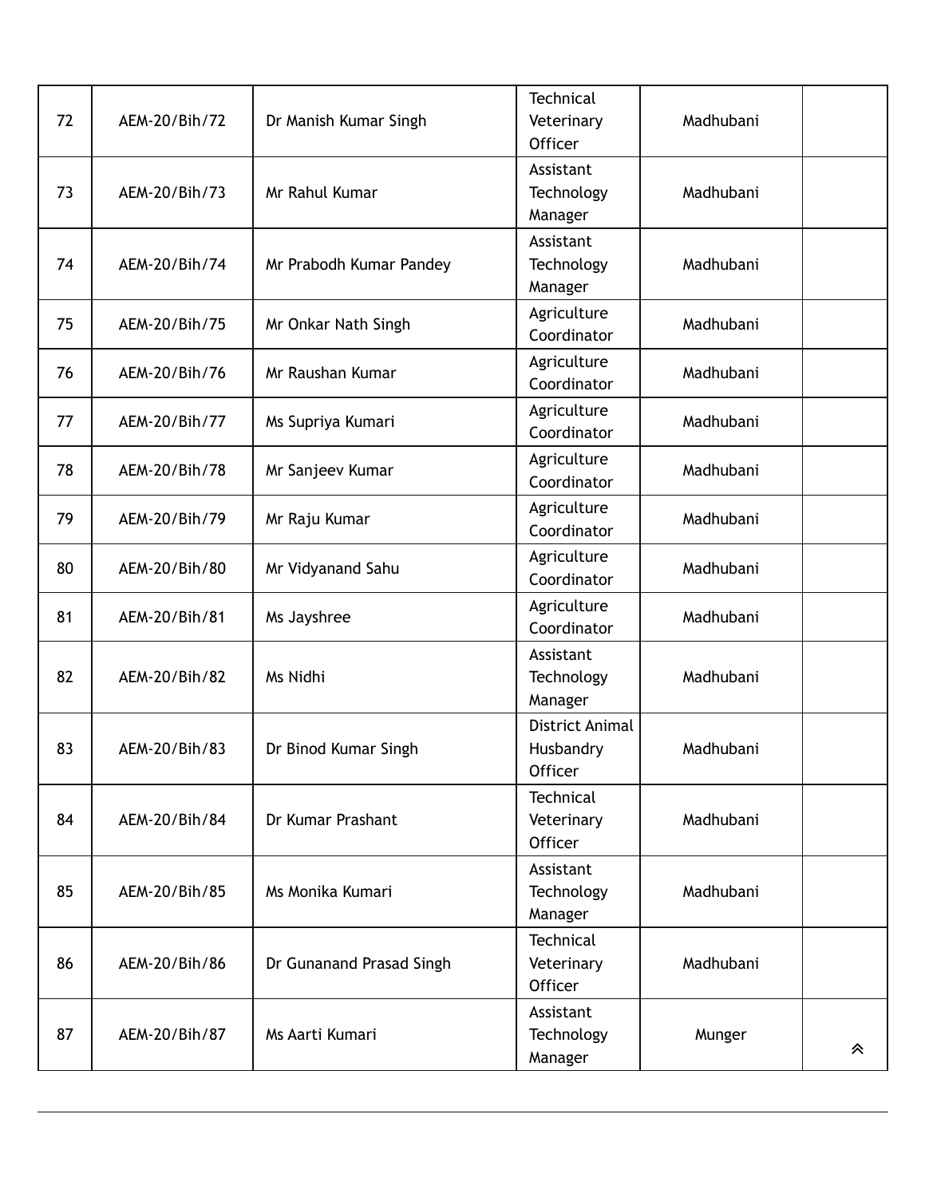| | | | | | |
|---|---|---|---|---|---|
| 72 | AEM-20/Bih/72 | Dr Manish Kumar Singh | Technical Veterinary Officer | Madhubani | |
| 73 | AEM-20/Bih/73 | Mr Rahul Kumar | Assistant Technology Manager | Madhubani | |
| 74 | AEM-20/Bih/74 | Mr Prabodh Kumar Pandey | Assistant Technology Manager | Madhubani | |
| 75 | AEM-20/Bih/75 | Mr Onkar Nath Singh | Agriculture Coordinator | Madhubani | |
| 76 | AEM-20/Bih/76 | Mr Raushan Kumar | Agriculture Coordinator | Madhubani | |
| 77 | AEM-20/Bih/77 | Ms Supriya Kumari | Agriculture Coordinator | Madhubani | |
| 78 | AEM-20/Bih/78 | Mr Sanjeev Kumar | Agriculture Coordinator | Madhubani | |
| 79 | AEM-20/Bih/79 | Mr Raju Kumar | Agriculture Coordinator | Madhubani | |
| 80 | AEM-20/Bih/80 | Mr Vidyanand Sahu | Agriculture Coordinator | Madhubani | |
| 81 | AEM-20/Bih/81 | Ms Jayshree | Agriculture Coordinator | Madhubani | |
| 82 | AEM-20/Bih/82 | Ms Nidhi | Assistant Technology Manager | Madhubani | |
| 83 | AEM-20/Bih/83 | Dr Binod Kumar Singh | District Animal Husbandry Officer | Madhubani | |
| 84 | AEM-20/Bih/84 | Dr Kumar Prashant | Technical Veterinary Officer | Madhubani | |
| 85 | AEM-20/Bih/85 | Ms Monika Kumari | Assistant Technology Manager | Madhubani | |
| 86 | AEM-20/Bih/86 | Dr Gunanand Prasad Singh | Technical Veterinary Officer | Madhubani | |
| 87 | AEM-20/Bih/87 | Ms Aarti Kumari | Assistant Technology Manager | Munger | |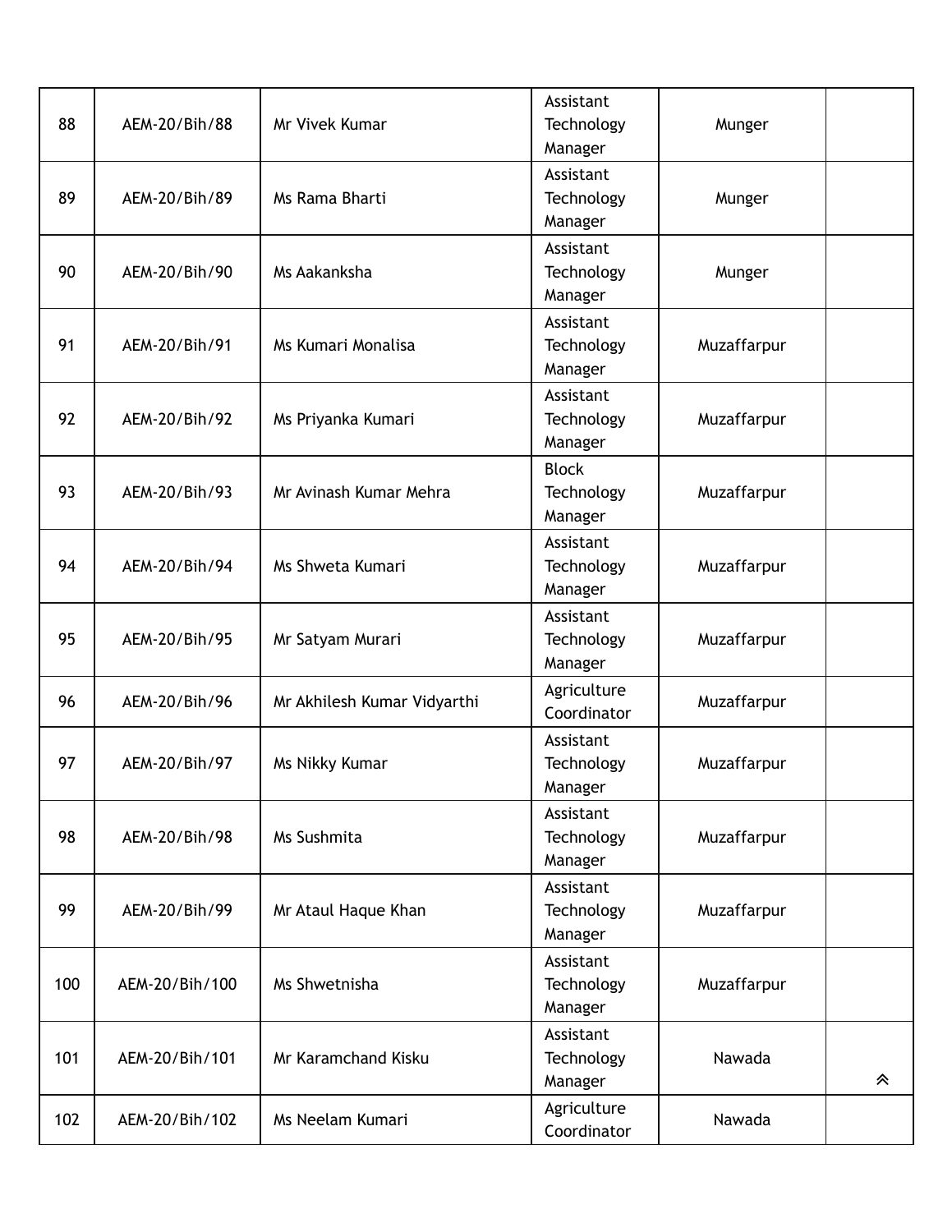| 88 | AEM-20/Bih/88 | Mr Vivek Kumar | Assistant Technology Manager | Munger | |
|---|---|---|---|---|---|
| 89 | AEM-20/Bih/89 | Ms Rama Bharti | Assistant Technology Manager | Munger | |
| 90 | AEM-20/Bih/90 | Ms Aakanksha | Assistant Technology Manager | Munger | |
| 91 | AEM-20/Bih/91 | Ms Kumari Monalisa | Assistant Technology Manager | Muzaffarpur | |
| 92 | AEM-20/Bih/92 | Ms Priyanka Kumari | Assistant Technology Manager | Muzaffarpur | |
| 93 | AEM-20/Bih/93 | Mr Avinash Kumar Mehra | Block Technology Manager | Muzaffarpur | |
| 94 | AEM-20/Bih/94 | Ms Shweta Kumari | Assistant Technology Manager | Muzaffarpur | |
| 95 | AEM-20/Bih/95 | Mr Satyam Murari | Assistant Technology Manager | Muzaffarpur | |
| 96 | AEM-20/Bih/96 | Mr Akhilesh Kumar Vidyarthi | Agriculture Coordinator | Muzaffarpur | |
| 97 | AEM-20/Bih/97 | Ms Nikky Kumar | Assistant Technology Manager | Muzaffarpur | |
| 98 | AEM-20/Bih/98 | Ms Sushmita | Assistant Technology Manager | Muzaffarpur | |
| 99 | AEM-20/Bih/99 | Mr Ataul Haque Khan | Assistant Technology Manager | Muzaffarpur | |
| 100 | AEM-20/Bih/100 | Ms Shwetnisha | Assistant Technology Manager | Muzaffarpur | |
| 101 | AEM-20/Bih/101 | Mr Karamchand Kisku | Assistant Technology Manager | Nawada | |
| 102 | AEM-20/Bih/102 | Ms Neelam Kumari | Agriculture Coordinator | Nawada | |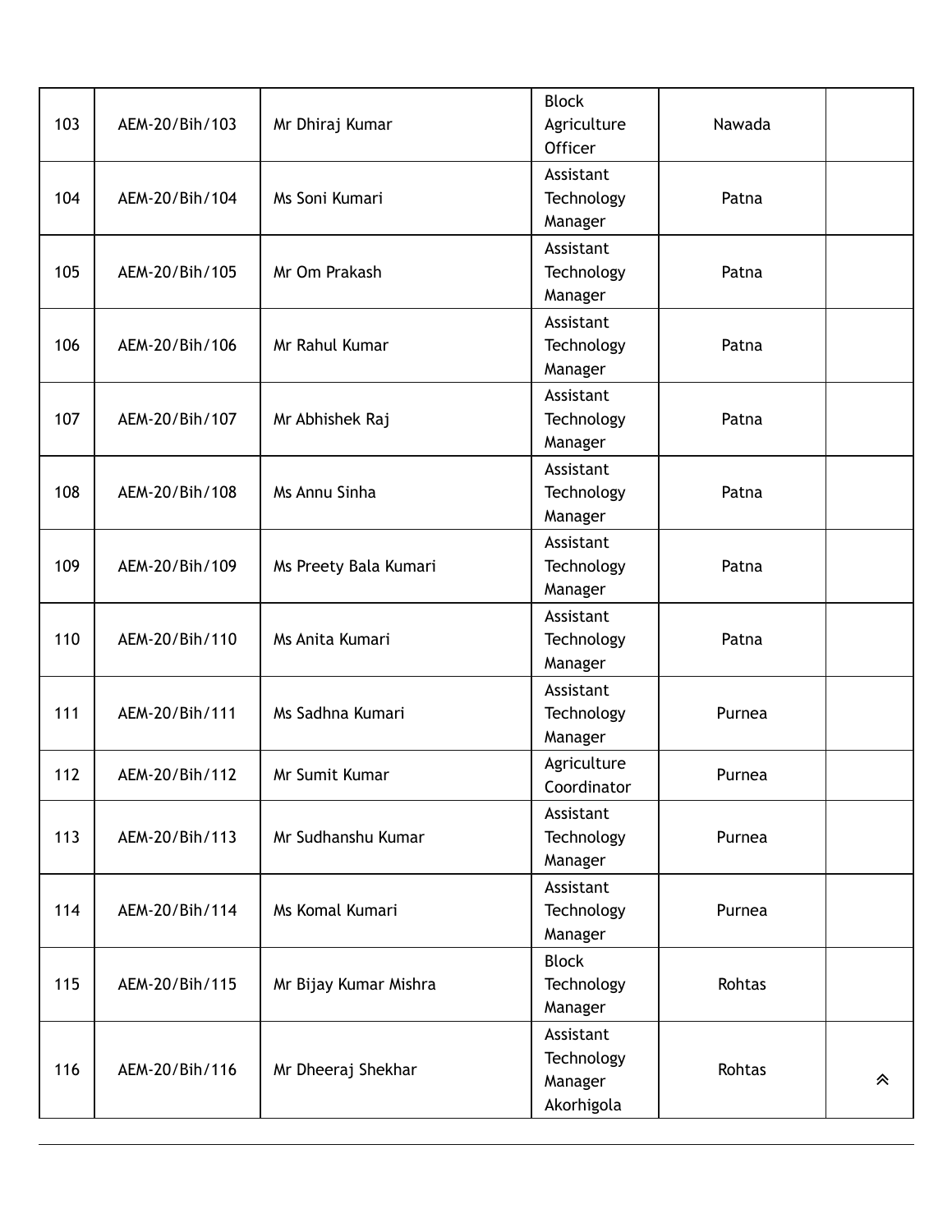| | | | | | |
|---|---|---|---|---|---|
| 103 | AEM-20/Bih/103 | Mr Dhiraj Kumar | Block Agriculture Officer | Nawada | |
| 104 | AEM-20/Bih/104 | Ms Soni Kumari | Assistant Technology Manager | Patna | |
| 105 | AEM-20/Bih/105 | Mr Om Prakash | Assistant Technology Manager | Patna | |
| 106 | AEM-20/Bih/106 | Mr Rahul Kumar | Assistant Technology Manager | Patna | |
| 107 | AEM-20/Bih/107 | Mr Abhishek Raj | Assistant Technology Manager | Patna | |
| 108 | AEM-20/Bih/108 | Ms Annu Sinha | Assistant Technology Manager | Patna | |
| 109 | AEM-20/Bih/109 | Ms Preety Bala Kumari | Assistant Technology Manager | Patna | |
| 110 | AEM-20/Bih/110 | Ms Anita Kumari | Assistant Technology Manager | Patna | |
| 111 | AEM-20/Bih/111 | Ms Sadhna Kumari | Assistant Technology Manager | Purnea | |
| 112 | AEM-20/Bih/112 | Mr Sumit Kumar | Agriculture Coordinator | Purnea | |
| 113 | AEM-20/Bih/113 | Mr Sudhanshu Kumar | Assistant Technology Manager | Purnea | |
| 114 | AEM-20/Bih/114 | Ms Komal Kumari | Assistant Technology Manager | Purnea | |
| 115 | AEM-20/Bih/115 | Mr Bijay Kumar Mishra | Block Technology Manager | Rohtas | |
| 116 | AEM-20/Bih/116 | Mr Dheeraj Shekhar | Assistant Technology Manager Akorhigola | Rohtas | |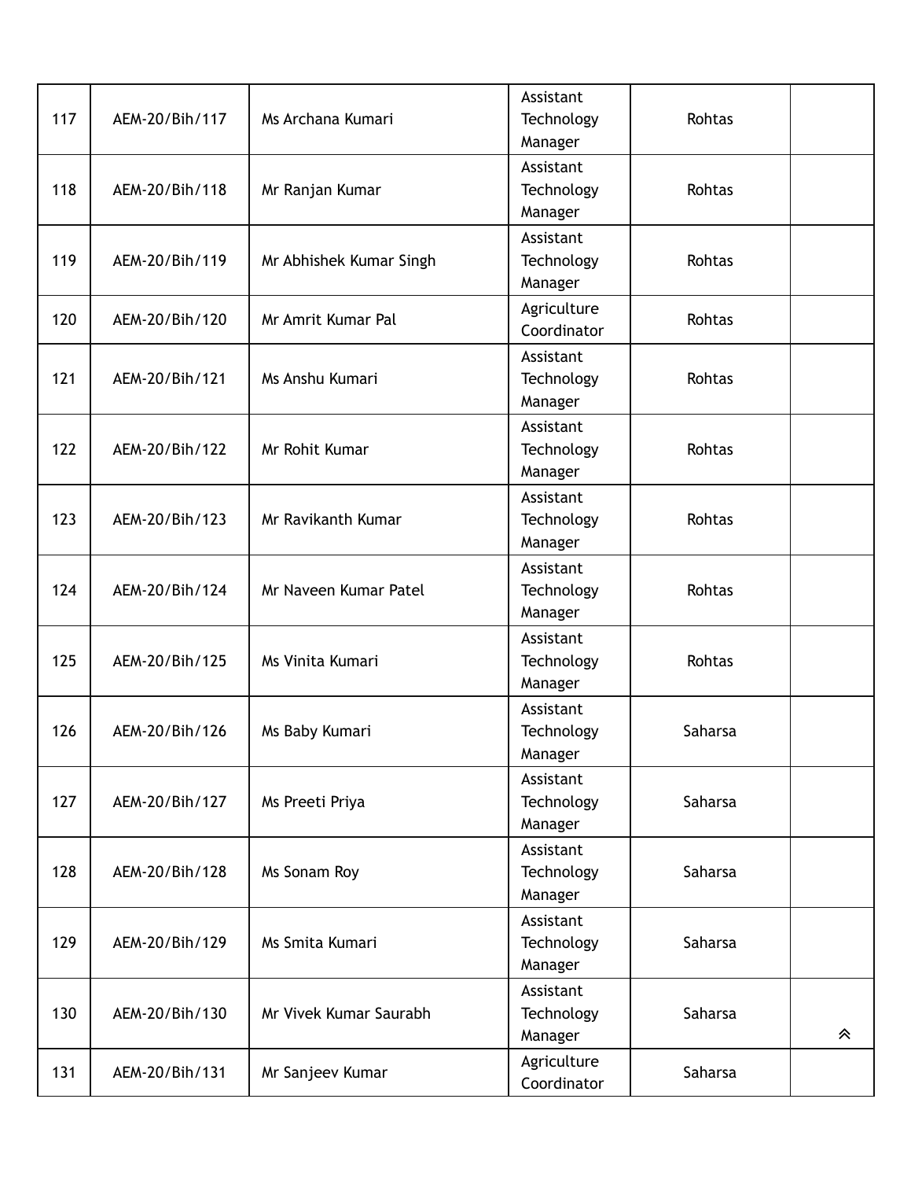| | | | | | |
|---|---|---|---|---|---|
| 117 | AEM-20/Bih/117 | Ms Archana Kumari | Assistant Technology Manager | Rohtas | |
| 118 | AEM-20/Bih/118 | Mr Ranjan Kumar | Assistant Technology Manager | Rohtas | |
| 119 | AEM-20/Bih/119 | Mr Abhishek Kumar Singh | Assistant Technology Manager | Rohtas | |
| 120 | AEM-20/Bih/120 | Mr Amrit Kumar Pal | Agriculture Coordinator | Rohtas | |
| 121 | AEM-20/Bih/121 | Ms Anshu Kumari | Assistant Technology Manager | Rohtas | |
| 122 | AEM-20/Bih/122 | Mr Rohit Kumar | Assistant Technology Manager | Rohtas | |
| 123 | AEM-20/Bih/123 | Mr Ravikanth Kumar | Assistant Technology Manager | Rohtas | |
| 124 | AEM-20/Bih/124 | Mr Naveen Kumar Patel | Assistant Technology Manager | Rohtas | |
| 125 | AEM-20/Bih/125 | Ms Vinita Kumari | Assistant Technology Manager | Rohtas | |
| 126 | AEM-20/Bih/126 | Ms Baby Kumari | Assistant Technology Manager | Saharsa | |
| 127 | AEM-20/Bih/127 | Ms Preeti Priya | Assistant Technology Manager | Saharsa | |
| 128 | AEM-20/Bih/128 | Ms Sonam Roy | Assistant Technology Manager | Saharsa | |
| 129 | AEM-20/Bih/129 | Ms Smita Kumari | Assistant Technology Manager | Saharsa | |
| 130 | AEM-20/Bih/130 | Mr Vivek Kumar Saurabh | Assistant Technology Manager | Saharsa | |
| 131 | AEM-20/Bih/131 | Mr Sanjeev Kumar | Agriculture Coordinator | Saharsa | |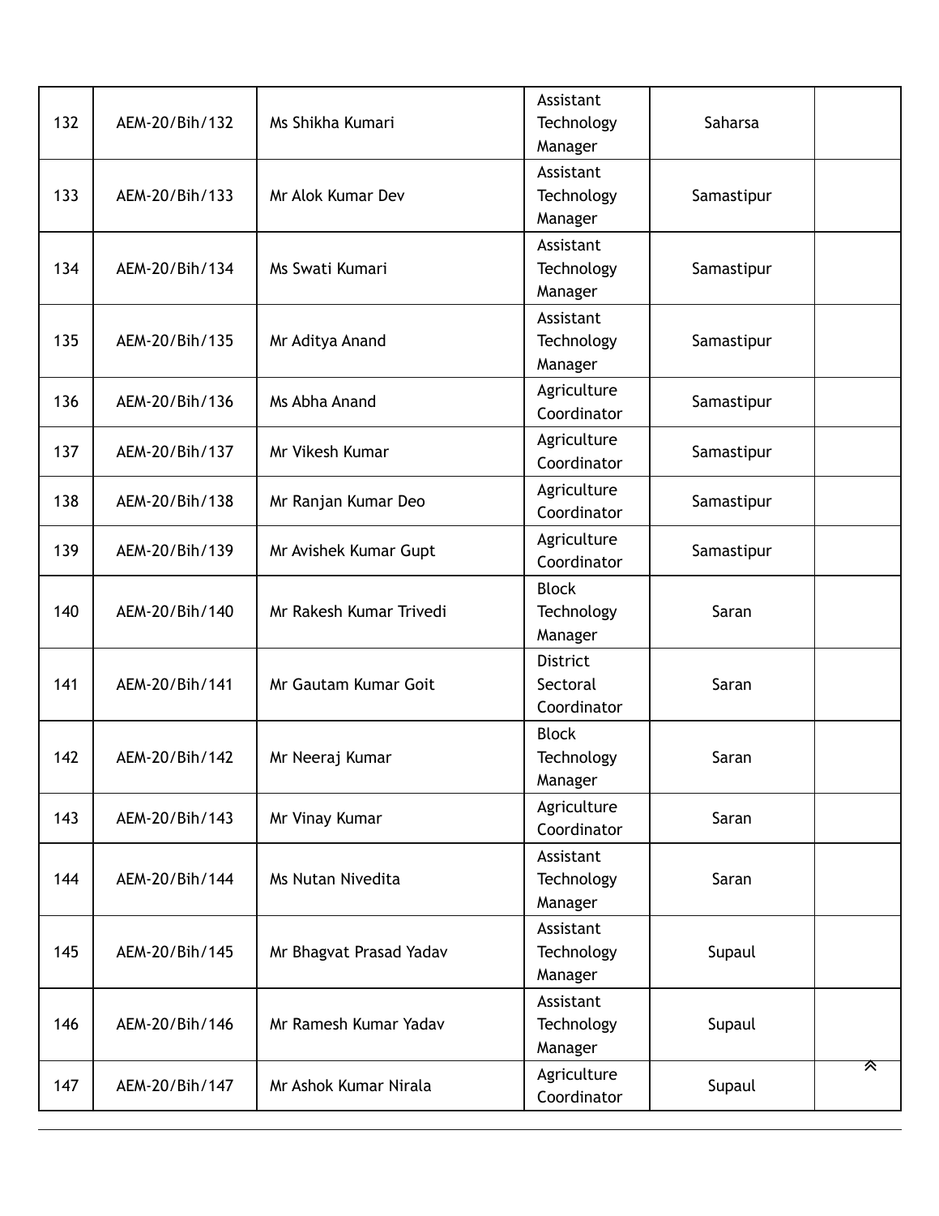| 132 | AEM-20/Bih/132 | Ms Shikha Kumari | Assistant Technology Manager | Saharsa | |
|---|---|---|---|---|---|
| 133 | AEM-20/Bih/133 | Mr Alok Kumar Dev | Assistant Technology Manager | Samastipur | |
| 134 | AEM-20/Bih/134 | Ms Swati Kumari | Assistant Technology Manager | Samastipur | |
| 135 | AEM-20/Bih/135 | Mr Aditya Anand | Assistant Technology Manager | Samastipur | |
| 136 | AEM-20/Bih/136 | Ms Abha Anand | Agriculture Coordinator | Samastipur | |
| 137 | AEM-20/Bih/137 | Mr Vikesh Kumar | Agriculture Coordinator | Samastipur | |
| 138 | AEM-20/Bih/138 | Mr Ranjan Kumar Deo | Agriculture Coordinator | Samastipur | |
| 139 | AEM-20/Bih/139 | Mr Avishek Kumar Gupt | Agriculture Coordinator | Samastipur | |
| 140 | AEM-20/Bih/140 | Mr Rakesh Kumar Trivedi | Block Technology Manager | Saran | |
| 141 | AEM-20/Bih/141 | Mr Gautam Kumar Goit | District Sectoral Coordinator | Saran | |
| 142 | AEM-20/Bih/142 | Mr Neeraj Kumar | Block Technology Manager | Saran | |
| 143 | AEM-20/Bih/143 | Mr Vinay Kumar | Agriculture Coordinator | Saran | |
| 144 | AEM-20/Bih/144 | Ms Nutan Nivedita | Assistant Technology Manager | Saran | |
| 145 | AEM-20/Bih/145 | Mr Bhagvat Prasad Yadav | Assistant Technology Manager | Supaul | |
| 146 | AEM-20/Bih/146 | Mr Ramesh Kumar Yadav | Assistant Technology Manager | Supaul | |
| 147 | AEM-20/Bih/147 | Mr Ashok Kumar Nirala | Agriculture Coordinator | Supaul | |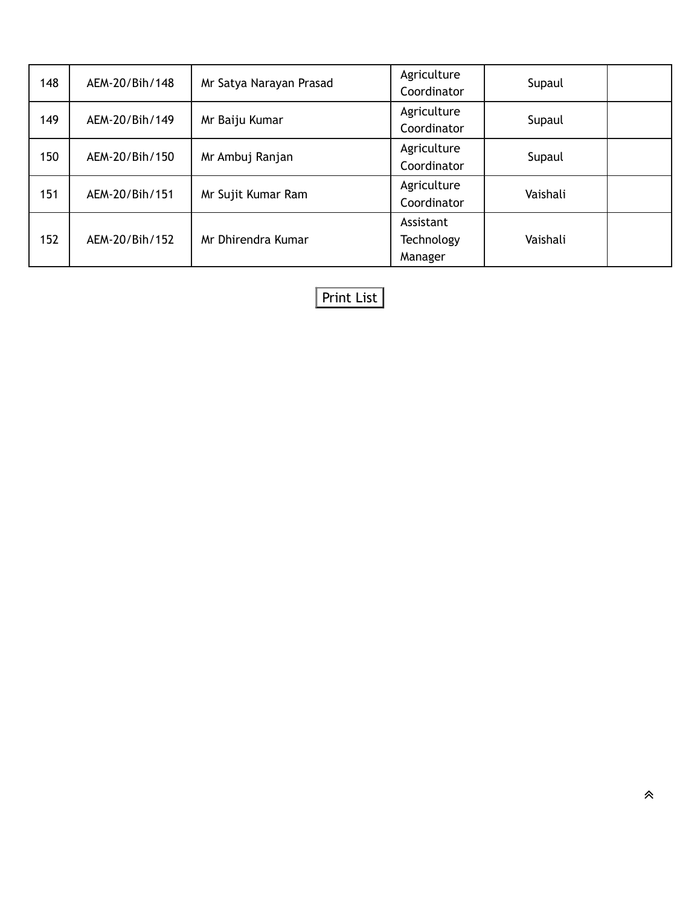| | | | | | |
|---|---|---|---|---|---|
| 148 | AEM-20/Bih/148 | Mr Satya Narayan Prasad | Agriculture Coordinator | Supaul | |
| 149 | AEM-20/Bih/149 | Mr Baiju Kumar | Agriculture Coordinator | Supaul | |
| 150 | AEM-20/Bih/150 | Mr Ambuj Ranjan | Agriculture Coordinator | Supaul | |
| 151 | AEM-20/Bih/151 | Mr Sujit Kumar Ram | Agriculture Coordinator | Vaishali | |
| 152 | AEM-20/Bih/152 | Mr Dhirendra Kumar | Assistant Technology Manager | Vaishali | |

Print List